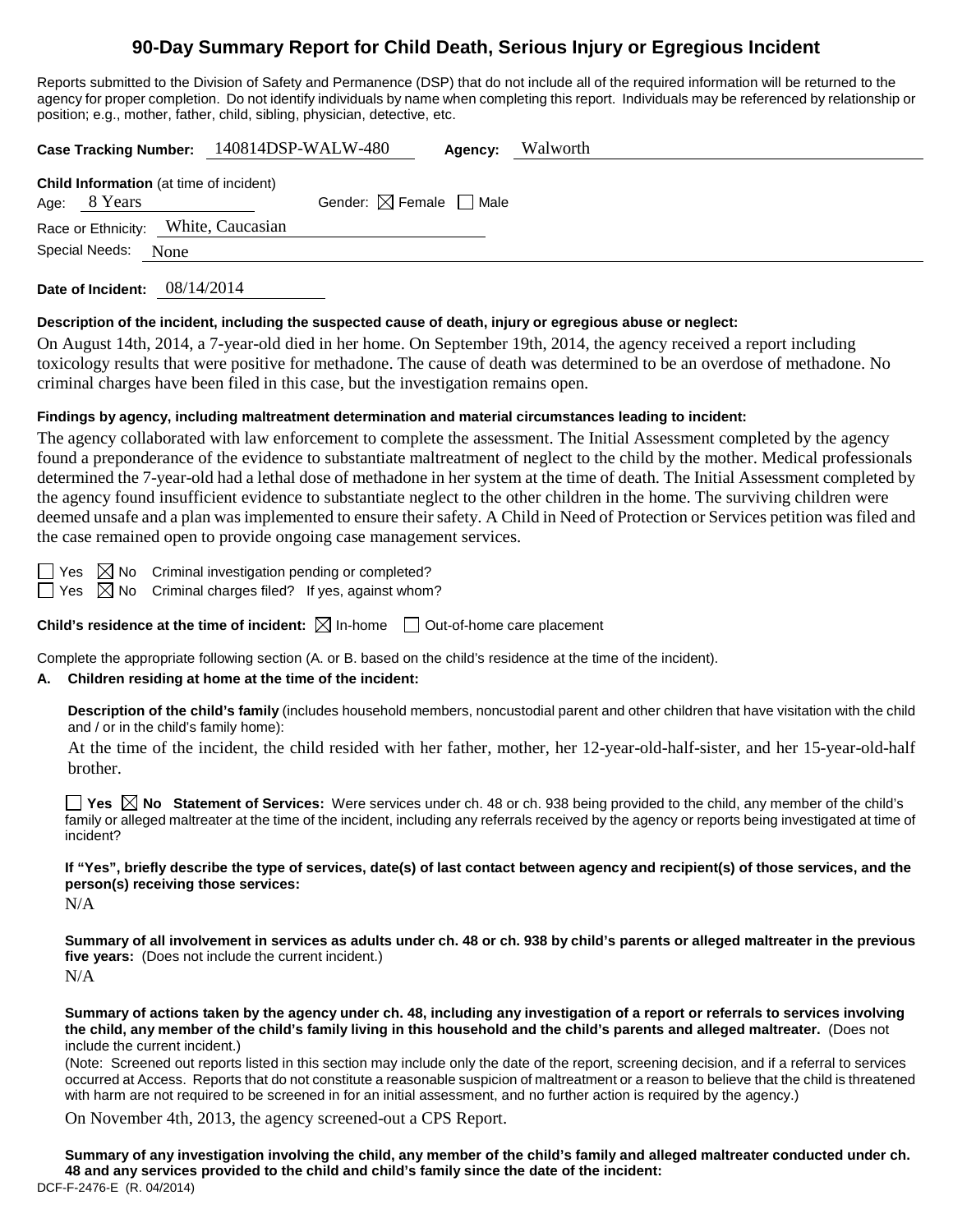# 90-Day Summary Report for Child Death, Serious Injury or Egregious Incident

Reports submitted to the Division of Safety and Permanence (DSP) that do not include all of the required information will be returned to the agency for proper completion. Do not identify individuals by name when completing this report. Individuals may be referenced by relationship or position; e.g., mother, father, child, sibling, physician, detective, etc.

**Case Tracking Number:** 140814DSP-WALW-480 **Agency:** Walworth

**Child Information** (at time of incident)

Age: 8 Years Gender: ☒ Female ☐ Male

Race or Ethnicity: White, Caucasian

Special Needs: None

**Date of Incident:** 08/14/2014

**Description of the incident, including the suspected cause of death, injury or egregious abuse or neglect:**

On August 14th, 2014, a 7-year-old died in her home. On September 19th, 2014, the agency received a report including toxicology results that were positive for methadone. The cause of death was determined to be an overdose of methadone. No criminal charges have been filed in this case, but the investigation remains open.

**Findings by agency, including maltreatment determination and material circumstances leading to incident:**

The agency collaborated with law enforcement to complete the assessment. The Initial Assessment completed by the agency found a preponderance of the evidence to substantiate maltreatment of neglect to the child by the mother. Medical professionals determined the 7-year-old had a lethal dose of methadone in her system at the time of death. The Initial Assessment completed by the agency found insufficient evidence to substantiate neglect to the other children in the home. The surviving children were deemed unsafe and a plan was implemented to ensure their safety. A Child in Need of Protection or Services petition was filed and the case remained open to provide ongoing case management services.

☐ Yes ☒ No Criminal investigation pending or completed?

☐ Yes ☒ No Criminal charges filed? If yes, against whom?

**Child's residence at the time of incident:** ☒ In-home ☐ Out-of-home care placement

Complete the appropriate following section (A. or B. based on the child's residence at the time of the incident).

**A. Children residing at home at the time of the incident:**

**Description of the child's family** (includes household members, noncustodial parent and other children that have visitation with the child and / or in the child's family home):

At the time of the incident, the child resided with her father, mother, her 12-year-old-half-sister, and her 15-year-old-half brother.

☐ **Yes** ☒ **No Statement of Services:** Were services under ch. 48 or ch. 938 being provided to the child, any member of the child's family or alleged maltreater at the time of the incident, including any referrals received by the agency or reports being investigated at time of incident?

**If "Yes", briefly describe the type of services, date(s) of last contact between agency and recipient(s) of those services, and the person(s) receiving those services:**

N/A

**Summary of all involvement in services as adults under ch. 48 or ch. 938 by child's parents or alleged maltreater in the previous five years:** (Does not include the current incident.)

N/A

**Summary of actions taken by the agency under ch. 48, including any investigation of a report or referrals to services involving the child, any member of the child's family living in this household and the child's parents and alleged maltreater.** (Does not include the current incident.)

(Note: Screened out reports listed in this section may include only the date of the report, screening decision, and if a referral to services occurred at Access. Reports that do not constitute a reasonable suspicion of maltreatment or a reason to believe that the child is threatened with harm are not required to be screened in for an initial assessment, and no further action is required by the agency.)

On November 4th, 2013, the agency screened-out a CPS Report.

**Summary of any investigation involving the child, any member of the child's family and alleged maltreater conducted under ch. 48 and any services provided to the child and child's family since the date of the incident:**

DCF-F-2476-E (R. 04/2014)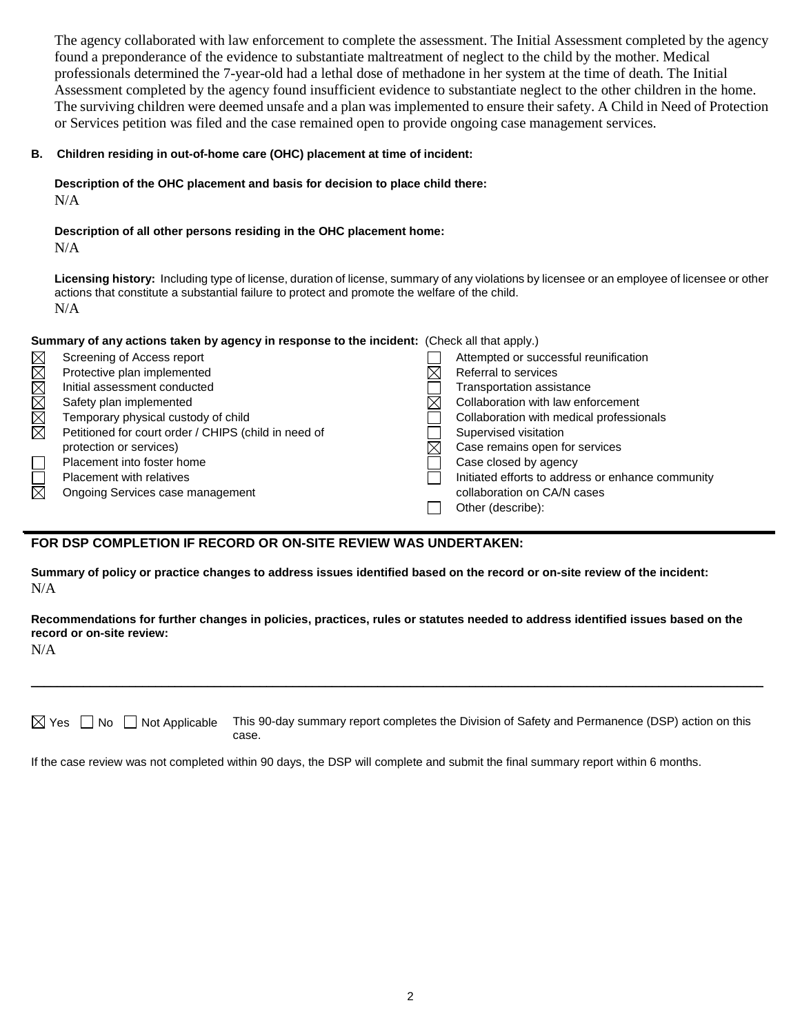The agency collaborated with law enforcement to complete the assessment. The Initial Assessment completed by the agency found a preponderance of the evidence to substantiate maltreatment of neglect to the child by the mother. Medical professionals determined the 7-year-old had a lethal dose of methadone in her system at the time of death. The Initial Assessment completed by the agency found insufficient evidence to substantiate neglect to the other children in the home. The surviving children were deemed unsafe and a plan was implemented to ensure their safety. A Child in Need of Protection or Services petition was filed and the case remained open to provide ongoing case management services.

**B. Children residing in out-of-home care (OHC) placement at time of incident:**

**Description of the OHC placement and basis for decision to place child there:**
N/A

**Description of all other persons residing in the OHC placement home:**
N/A

**Licensing history:** Including type of license, duration of license, summary of any violations by licensee or an employee of licensee or other actions that constitute a substantial failure to protect and promote the welfare of the child.
N/A

**Summary of any actions taken by agency in response to the incident:** (Check all that apply.)

- [x] Screening of Access report
- [x] Protective plan implemented
- [x] Initial assessment conducted
- [x] Safety plan implemented
- [x] Temporary physical custody of child
- [x] Petitioned for court order / CHIPS (child in need of protection or services)
- [ ] Placement into foster home
- [ ] Placement with relatives
- [x] Ongoing Services case management
- [ ] Attempted or successful reunification
- [x] Referral to services
- [ ] Transportation assistance
- [x] Collaboration with law enforcement
- [ ] Collaboration with medical professionals
- [ ] Supervised visitation
- [x] Case remains open for services
- [ ] Case closed by agency
- [ ] Initiated efforts to address or enhance community collaboration on CA/N cases
- [ ] Other (describe):

---

## FOR DSP COMPLETION IF RECORD OR ON-SITE REVIEW WAS UNDERTAKEN:

**Summary of policy or practice changes to address issues identified based on the record or on-site review of the incident:**
N/A

**Recommendations for further changes in policies, practices, rules or statutes needed to address identified issues based on the record or on-site review:**
N/A

---

☒ Yes ☐ No ☐ Not Applicable This 90-day summary report completes the Division of Safety and Permanence (DSP) action on this case.

If the case review was not completed within 90 days, the DSP will complete and submit the final summary report within 6 months.